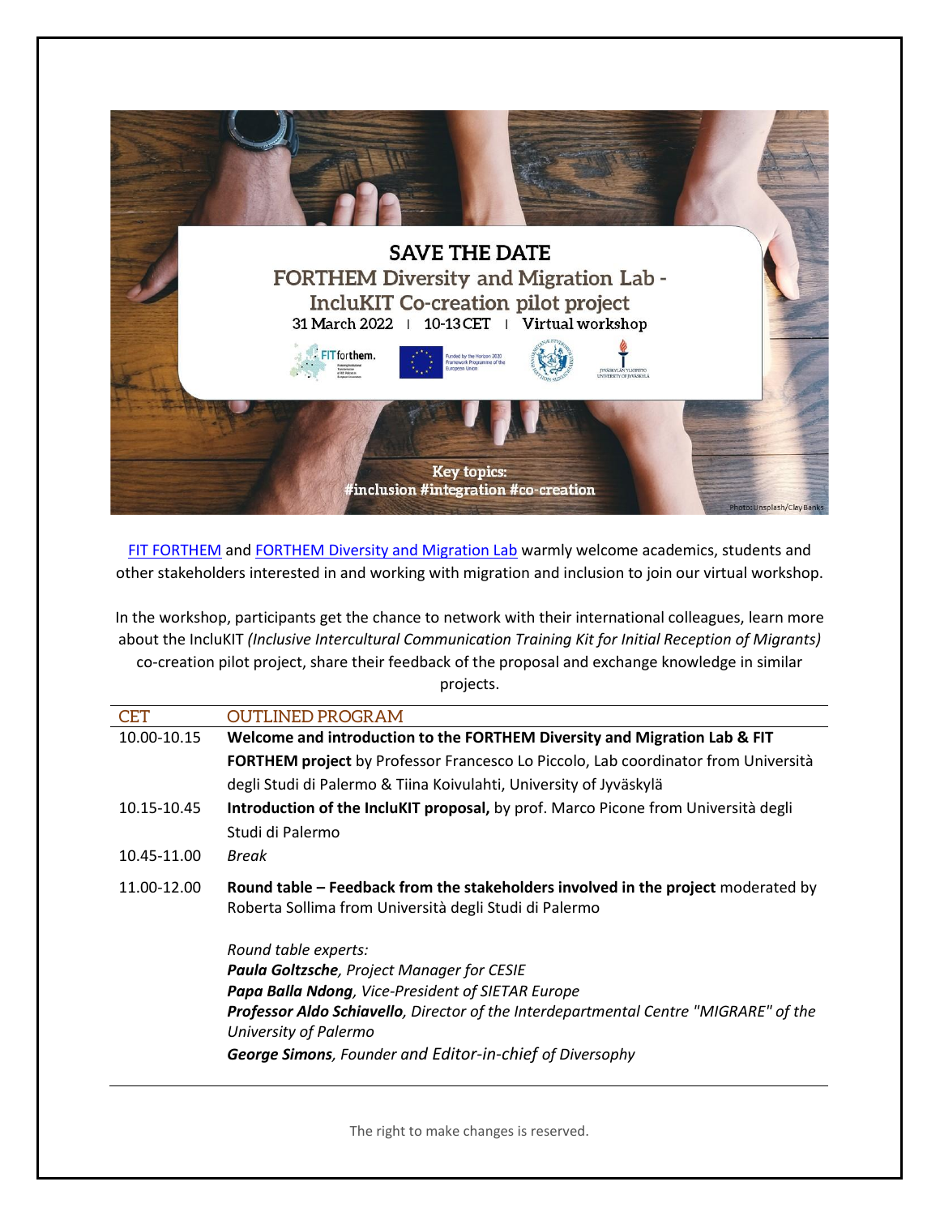# SAVE THE DATE

## FORTHEM Diversity and Migration Lab - IncluKIT Co-creation pilot project

31 March 2022 | 10-13 CET | Virtual workshop

Key topics: #inclusion #integration #co-creation

Photo: Unsplash/Clay Banks

[FIT FORTHEM](#) and [FORTHEM Diversity and Migration Lab](#) warmly welcome academics, students and other stakeholders interested in and working with migration and inclusion to join our virtual workshop.

In the workshop, participants get the chance to network with their international colleagues, learn more about the IncluKIT *(Inclusive Intercultural Communication Training Kit for Initial Reception of Migrants)* co-creation pilot project, share their feedback of the proposal and exchange knowledge in similar projects.

| CET | OUTLINED PROGRAM |
|---|---|
| 10.00-10.15 | **Welcome and introduction to the FORTHEM Diversity and Migration Lab & FIT FORTHEM project** by Professor Francesco Lo Piccolo, Lab coordinator from Università degli Studi di Palermo & Tiina Koivulahti, University of Jyväskylä |
| 10.15-10.45 | **Introduction of the IncluKIT proposal,** by prof. Marco Picone from Università degli Studi di Palermo |
| 10.45-11.00 | *Break* |
| 11.00-12.00 | **Round table – Feedback from the stakeholders involved in the project** moderated by Roberta Sollima from Università degli Studi di Palermo<br><br>*Round table experts:*<br>***Paula Goltzsche**, Project Manager for CESIE*<br>***Papa Balla Ndong**, Vice-President of SIETAR Europe*<br>***Professor Aldo Schiavello**, Director of the Interdepartmental Centre "MIGRARE" of the University of Palermo*<br>***George Simons**, Founder and Editor-in-chief of Diversophy* |

The right to make changes is reserved.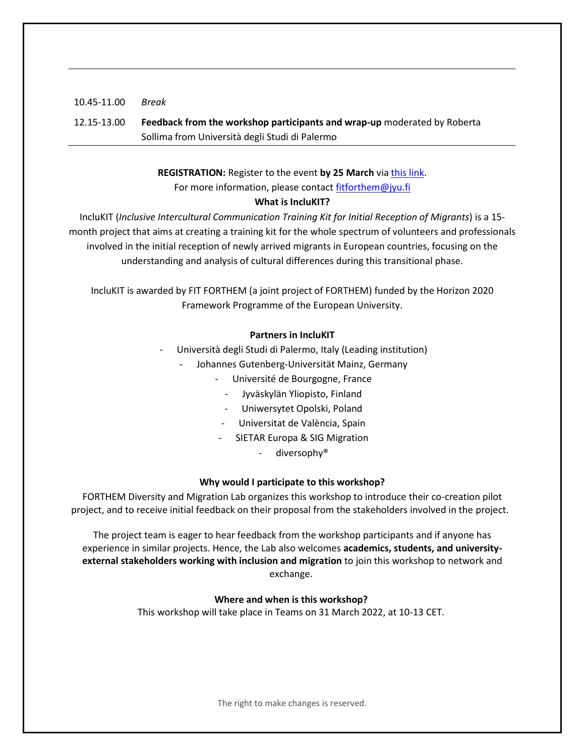| | |
|---|---|
| 10.45-11.00 | *Break* |
| 12.15-13.00 | **Feedback from the workshop participants and wrap-up** moderated by Roberta Sollima from Università degli Studi di Palermo |

**REGISTRATION:** Register to the event **by 25 March** via [this link](this link).
For more information, please contact [fitforthem@jyu.fi](mailto:fitforthem@jyu.fi)

**What is IncluKIT?**

IncluKIT (*Inclusive Intercultural Communication Training Kit for Initial Reception of Migrants*) is a 15-month project that aims at creating a training kit for the whole spectrum of volunteers and professionals involved in the initial reception of newly arrived migrants in European countries, focusing on the understanding and analysis of cultural differences during this transitional phase.

IncluKIT is awarded by FIT FORTHEM (a joint project of FORTHEM) funded by the Horizon 2020 Framework Programme of the European University.

**Partners in IncluKIT**

- Università degli Studi di Palermo, Italy (Leading institution)
- Johannes Gutenberg-Universität Mainz, Germany
- Université de Bourgogne, France
- Jyväskylän Yliopisto, Finland
- Uniwersytet Opolski, Poland
- Universitat de València, Spain
- SIETAR Europa & SIG Migration
- diversophy®

**Why would I participate to this workshop?**

FORTHEM Diversity and Migration Lab organizes this workshop to introduce their co-creation pilot project, and to receive initial feedback on their proposal from the stakeholders involved in the project.

The project team is eager to hear feedback from the workshop participants and if anyone has experience in similar projects. Hence, the Lab also welcomes **academics, students, and university-external stakeholders working with inclusion and migration** to join this workshop to network and exchange.

**Where and when is this workshop?**

This workshop will take place in Teams on 31 March 2022, at 10-13 CET.

The right to make changes is reserved.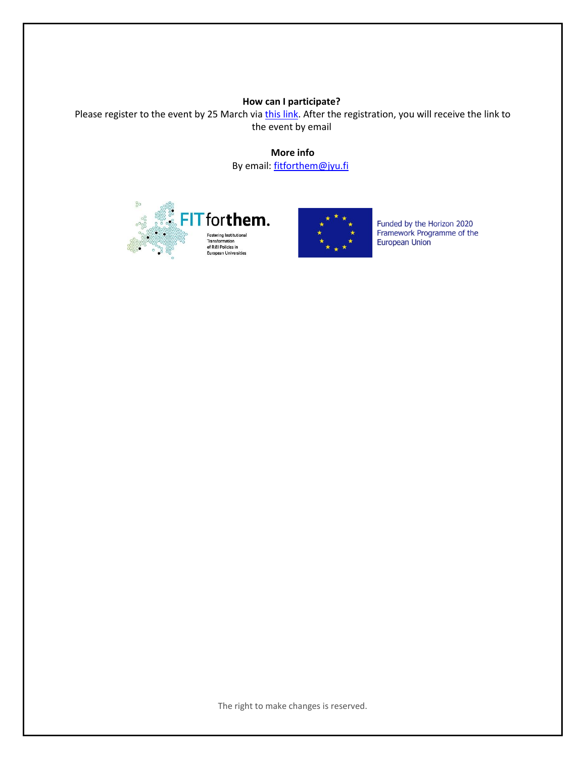**How can I participate?**

Please register to the event by 25 March via this link. After the registration, you will receive the link to the event by email

**More info**

By email: fitforthem@jyu.fi

FIT for them.

Fostering Institutional Transformation of R&I Policies in European Universities

Funded by the Horizon 2020 Framework Programme of the European Union

The right to make changes is reserved.